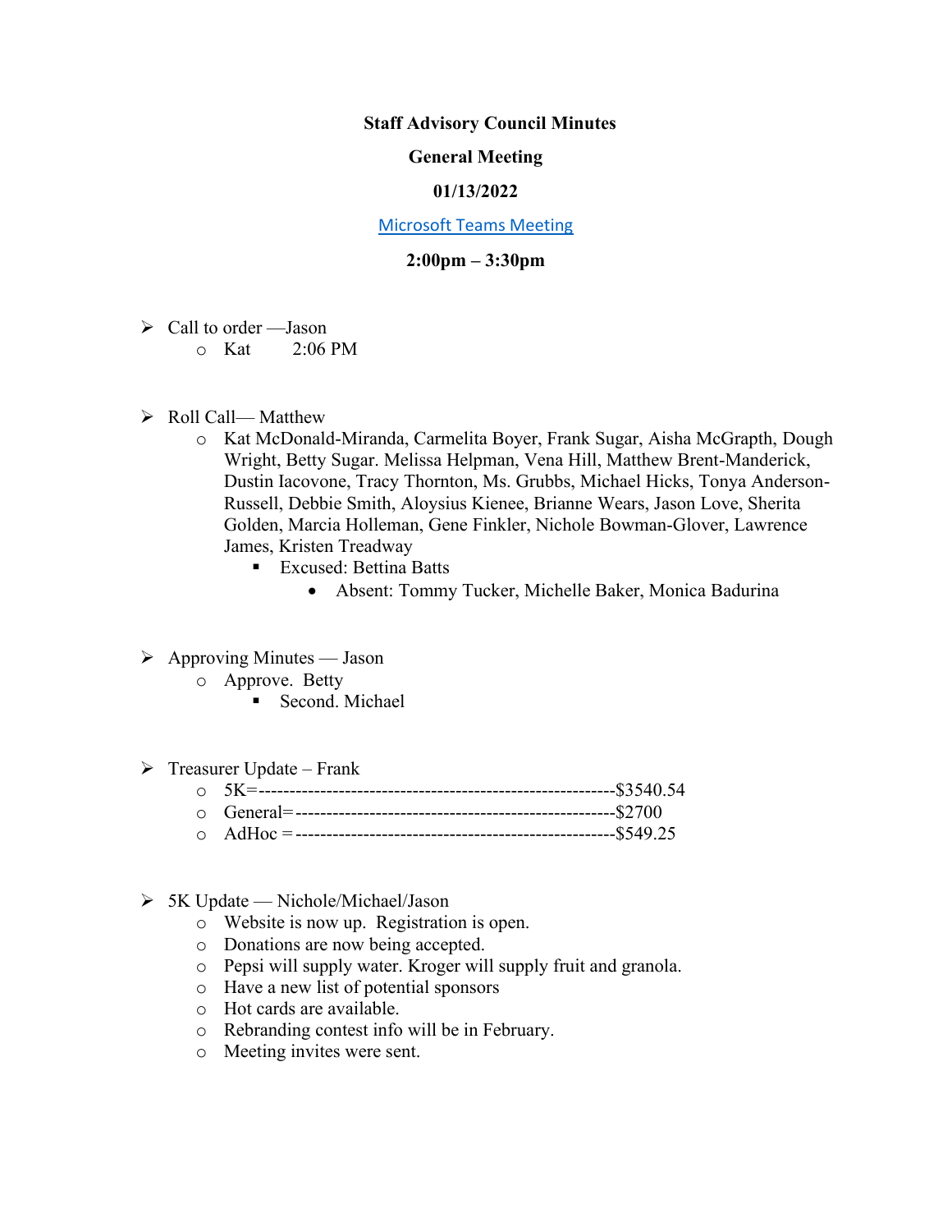**Staff Advisory Council Minutes**

**General Meeting**

**01/13/2022**

[Microsoft Teams Meeting]

**2:00pm – 3:30pm**

- Call to order —Jason
  - Kat 2:06 PM

- Roll Call— Matthew
  - Kat McDonald-Miranda, Carmelita Boyer, Frank Sugar, Aisha McGrapth, Dough Wright, Betty Sugar. Melissa Helpman, Vena Hill, Matthew Brent-Manderick, Dustin Iacovone, Tracy Thornton, Ms. Grubbs, Michael Hicks, Tonya Anderson-Russell, Debbie Smith, Aloysius Kienee, Brianne Wears, Jason Love, Sherita Golden, Marcia Holleman, Gene Finkler, Nichole Bowman-Glover, Lawrence James, Kristen Treadway
    - Excused: Bettina Batts
      - Absent: Tommy Tucker, Michelle Baker, Monica Badurina

- Approving Minutes — Jason
  - Approve. Betty
    - Second. Michael

- Treasurer Update – Frank
  - 5K=---------------------------------------------------------$3540.54
  - General=----------------------------------------------------$2700
  - AdHoc =----------------------------------------------------$549.25

- 5K Update — Nichole/Michael/Jason
  - Website is now up. Registration is open.
  - Donations are now being accepted.
  - Pepsi will supply water. Kroger will supply fruit and granola.
  - Have a new list of potential sponsors
  - Hot cards are available.
  - Rebranding contest info will be in February.
  - Meeting invites were sent.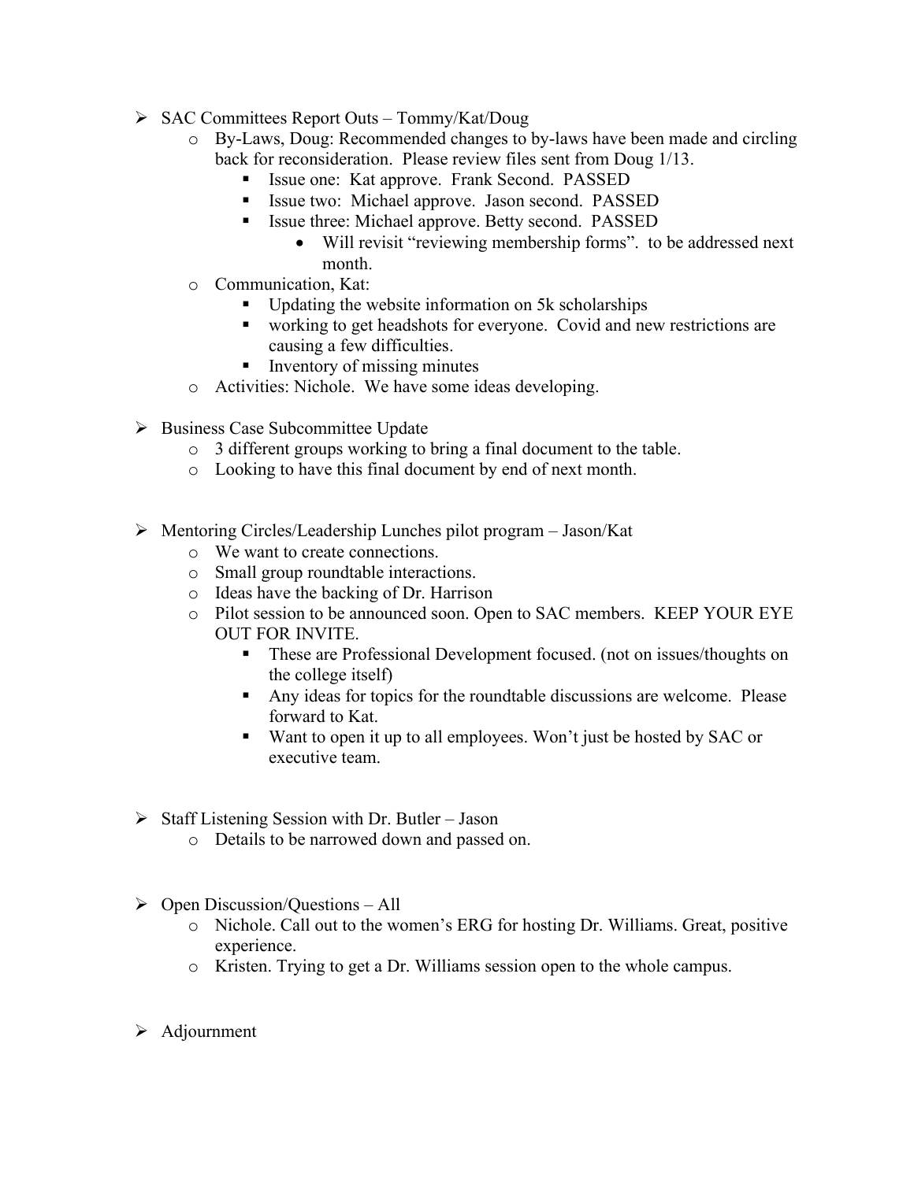- SAC Committees Report Outs – Tommy/Kat/Doug
  - By-Laws, Doug: Recommended changes to by-laws have been made and circling back for reconsideration. Please review files sent from Doug 1/13.
    - Issue one: Kat approve. Frank Second. PASSED
    - Issue two: Michael approve. Jason second. PASSED
    - Issue three: Michael approve. Betty second. PASSED
      - Will revisit "reviewing membership forms". to be addressed next month.
  - Communication, Kat:
    - Updating the website information on 5k scholarships
    - working to get headshots for everyone. Covid and new restrictions are causing a few difficulties.
    - Inventory of missing minutes
  - Activities: Nichole. We have some ideas developing.

- Business Case Subcommittee Update
  - 3 different groups working to bring a final document to the table.
  - Looking to have this final document by end of next month.

- Mentoring Circles/Leadership Lunches pilot program – Jason/Kat
  - We want to create connections.
  - Small group roundtable interactions.
  - Ideas have the backing of Dr. Harrison
  - Pilot session to be announced soon. Open to SAC members. KEEP YOUR EYE OUT FOR INVITE.
    - These are Professional Development focused. (not on issues/thoughts on the college itself)
    - Any ideas for topics for the roundtable discussions are welcome. Please forward to Kat.
    - Want to open it up to all employees. Won't just be hosted by SAC or executive team.

- Staff Listening Session with Dr. Butler – Jason
  - Details to be narrowed down and passed on.

- Open Discussion/Questions – All
  - Nichole. Call out to the women's ERG for hosting Dr. Williams. Great, positive experience.
  - Kristen. Trying to get a Dr. Williams session open to the whole campus.

- Adjournment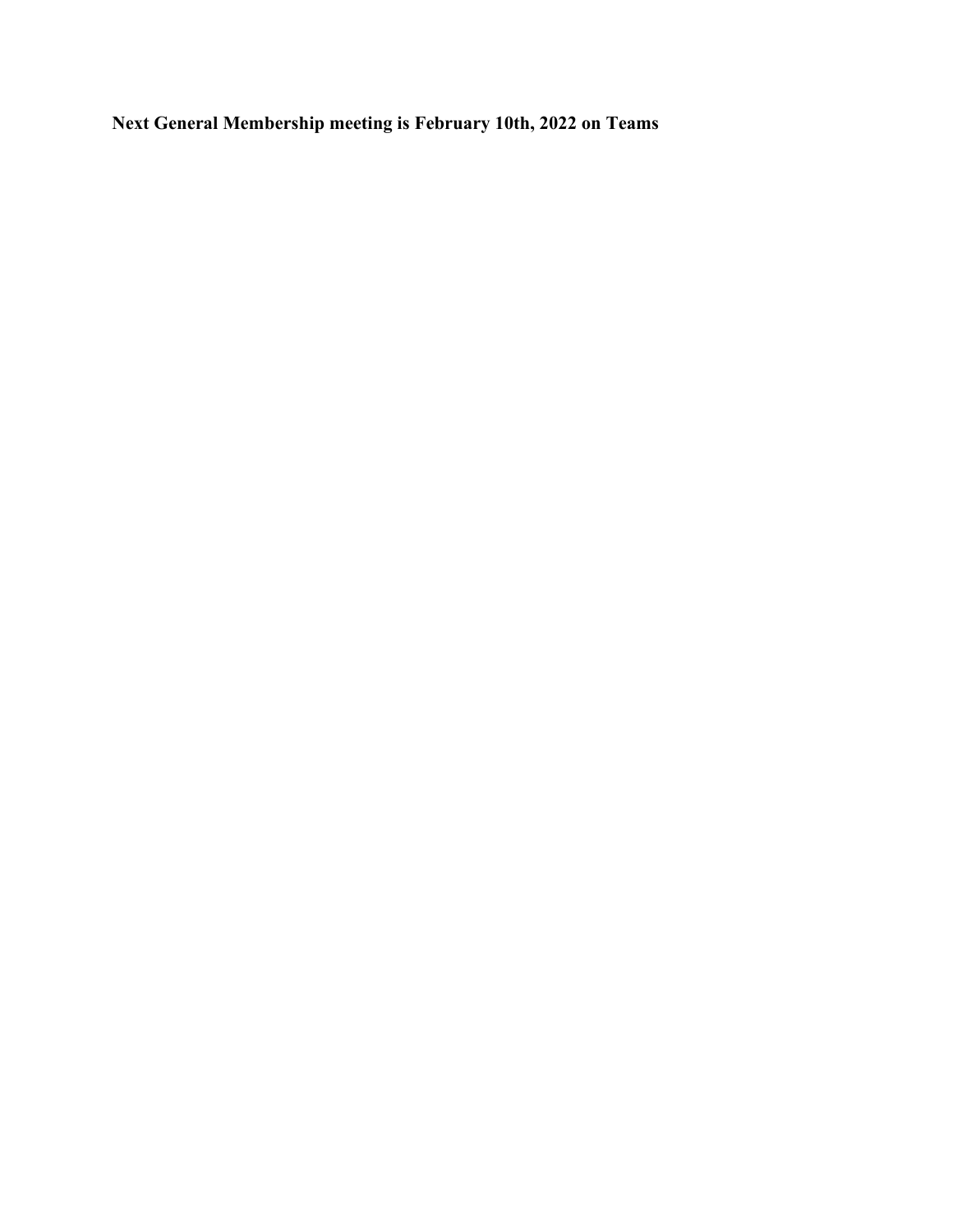**Next General Membership meeting is February 10th, 2022 on Teams**